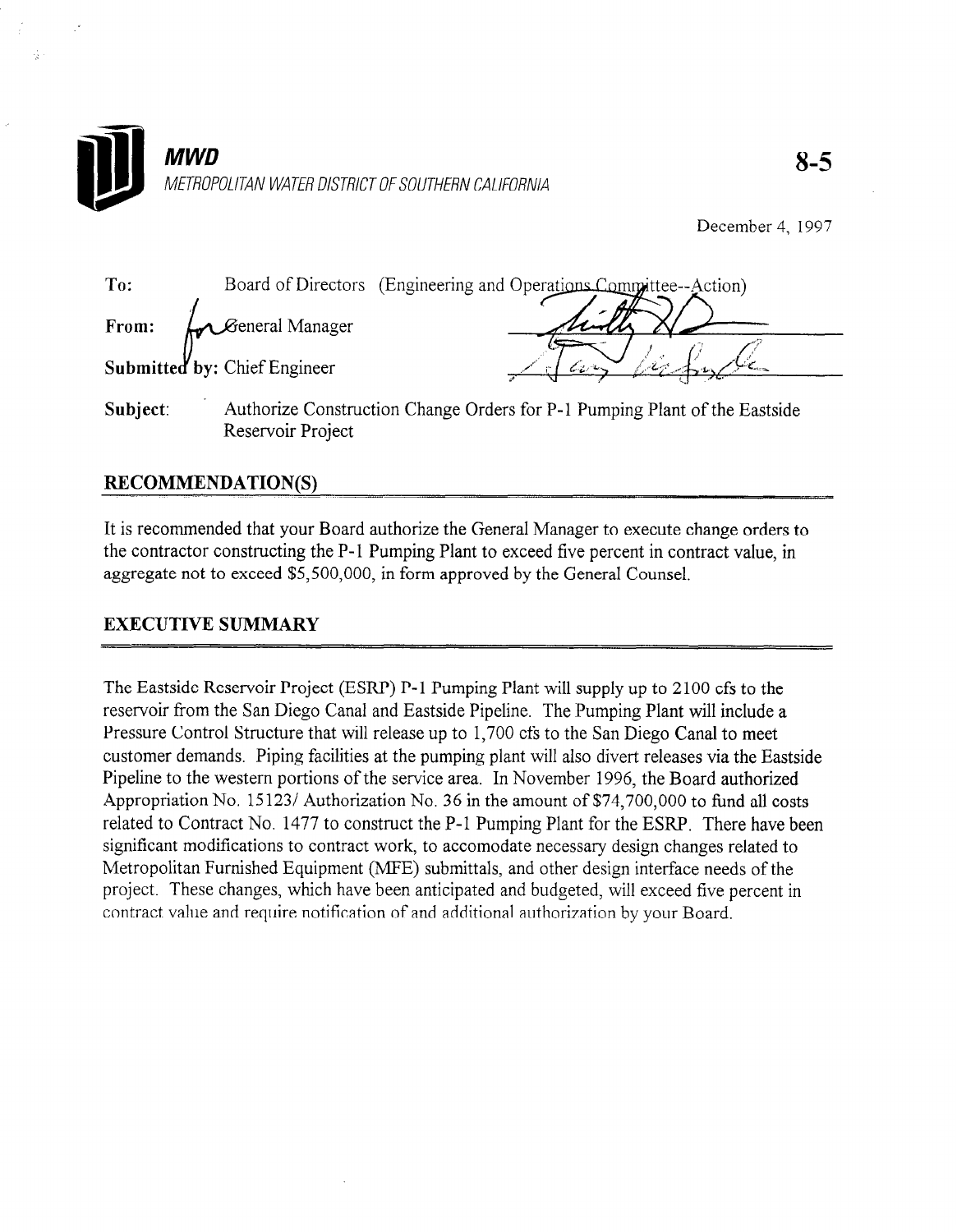**MWD**

METROPOLITAN WATER DISTRICT OF SOUTHERN CALIFORNIA

**8-5**

December 4, 1997

**To:** Board of Directors (Engineering and Operations Committee--Action)

**From:** General Manager

**Submitted by:** Chief Engineer

**Subject:** Authorize Construction Change Orders for P-1 Pumping Plant of the Eastside Reservoir Project

## RECOMMENDATION(S)

It is recommended that your Board authorize the General Manager to execute change orders to the contractor constructing the P-1 Pumping Plant to exceed five percent in contract value, in aggregate not to exceed $5,500,000, in form approved by the General Counsel.

## EXECUTIVE SUMMARY

The Eastside Reservoir Project (ESRP) P-1 Pumping Plant will supply up to 2100 cfs to the reservoir from the San Diego Canal and Eastside Pipeline. The Pumping Plant will include a Pressure Control Structure that will release up to 1,700 cfs to the San Diego Canal to meet customer demands. Piping facilities at the pumping plant will also divert releases via the Eastside Pipeline to the western portions of the service area. In November 1996, the Board authorized Appropriation No. 15123/ Authorization No. 36 in the amount of $74,700,000 to fund all costs related to Contract No. 1477 to construct the P-1 Pumping Plant for the ESRP. There have been significant modifications to contract work, to accomodate necessary design changes related to Metropolitan Furnished Equipment (MFE) submittals, and other design interface needs of the project. These changes, which have been anticipated and budgeted, will exceed five percent in contract value and require notification of and additional authorization by your Board.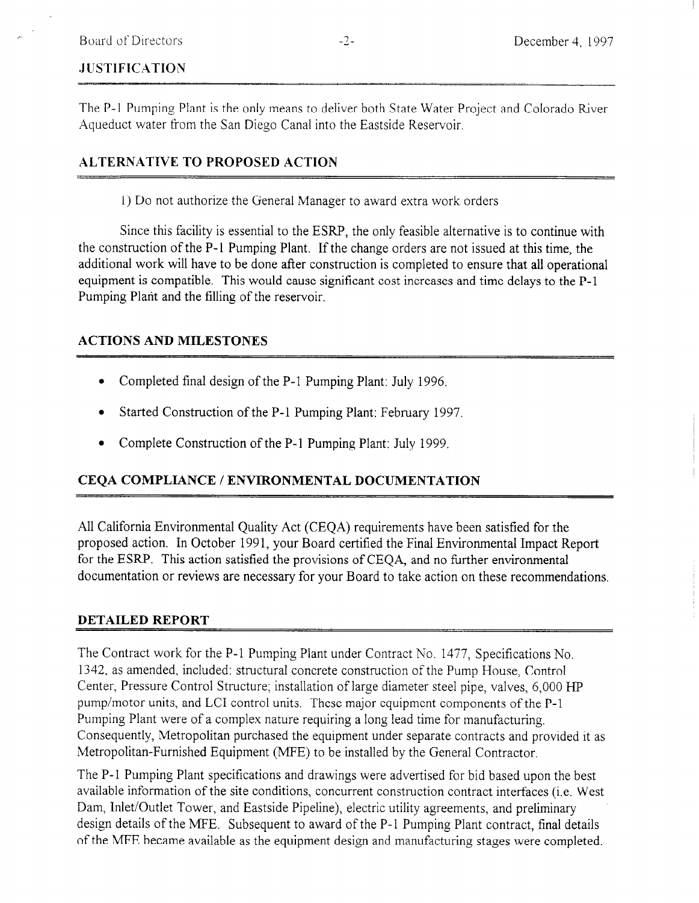## JUSTIFICATION

The P-1 Pumping Plant is the only means to deliver both State Water Project and Colorado River Aqueduct water from the San Diego Canal into the Eastside Reservoir.

## ALTERNATIVE TO PROPOSED ACTION

1) Do not authorize the General Manager to award extra work orders

Since this facility is essential to the ESRP, the only feasible alternative is to continue with the construction of the P-1 Pumping Plant. If the change orders are not issued at this time, the additional work will have to be done after construction is completed to ensure that all operational equipment is compatible. This would cause significant cost increases and time delays to the P-1 Pumping Plant and the filling of the reservoir.

## ACTIONS AND MILESTONES

- Completed final design of the P-1 Pumping Plant: July 1996.
- Started Construction of the P-1 Pumping Plant: February 1997.
- Complete Construction of the P-1 Pumping Plant: July 1999.

## CEQA COMPLIANCE / ENVIRONMENTAL DOCUMENTATION

All California Environmental Quality Act (CEQA) requirements have been satisfied for the proposed action. In October 1991, your Board certified the Final Environmental Impact Report for the ESRP. This action satisfied the provisions of CEQA, and no further environmental documentation or reviews are necessary for your Board to take action on these recommendations.

## DETAILED REPORT

The Contract work for the P-1 Pumping Plant under Contract No. 1477, Specifications No. 1342, as amended, included: structural concrete construction of the Pump House, Control Center, Pressure Control Structure; installation of large diameter steel pipe, valves, 6,000 HP pump/motor units, and LCI control units. These major equipment components of the P-1 Pumping Plant were of a complex nature requiring a long lead time for manufacturing. Consequently, Metropolitan purchased the equipment under separate contracts and provided it as Metropolitan-Furnished Equipment (MFE) to be installed by the General Contractor.

The P-1 Pumping Plant specifications and drawings were advertised for bid based upon the best available information of the site conditions, concurrent construction contract interfaces (i.e. West Dam, Inlet/Outlet Tower, and Eastside Pipeline), electric utility agreements, and preliminary design details of the MFE. Subsequent to award of the P-1 Pumping Plant contract, final details of the MFE became available as the equipment design and manufacturing stages were completed.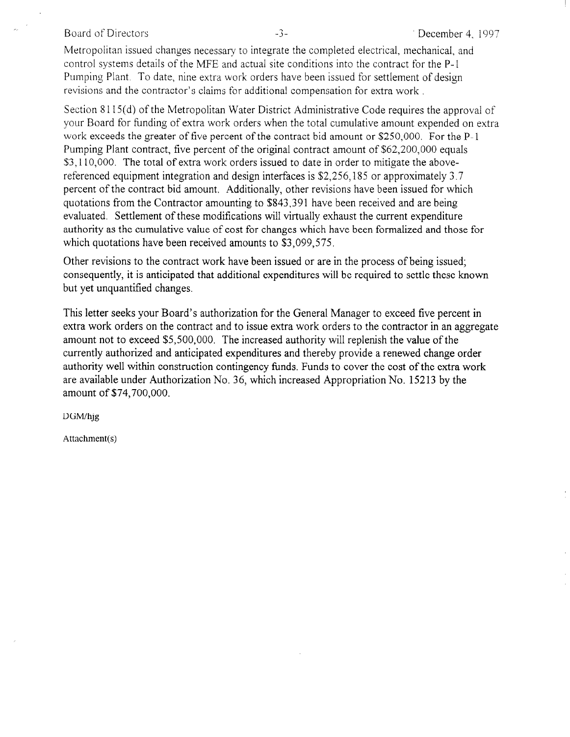Metropolitan issued changes necessary to integrate the completed electrical, mechanical, and control systems details of the MFE and actual site conditions into the contract for the P-1 Pumping Plant. To date, nine extra work orders have been issued for settlement of design revisions and the contractor's claims for additional compensation for extra work .

Section 8115(d) of the Metropolitan Water District Administrative Code requires the approval of your Board for funding of extra work orders when the total cumulative amount expended on extra work exceeds the greater of five percent of the contract bid amount or $250,000. For the P-1 Pumping Plant contract, five percent of the original contract amount of $62,200,000 equals $3,110,000. The total of extra work orders issued to date in order to mitigate the above-referenced equipment integration and design interfaces is $2,256,185 or approximately 3.7 percent of the contract bid amount. Additionally, other revisions have been issued for which quotations from the Contractor amounting to $843,391 have been received and are being evaluated. Settlement of these modifications will virtually exhaust the current expenditure authority as the cumulative value of cost for changes which have been formalized and those for which quotations have been received amounts to $3,099,575.

Other revisions to the contract work have been issued or are in the process of being issued; consequently, it is anticipated that additional expenditures will be required to settle these known but yet unquantified changes.

This letter seeks your Board's authorization for the General Manager to exceed five percent in extra work orders on the contract and to issue extra work orders to the contractor in an aggregate amount not to exceed $5,500,000. The increased authority will replenish the value of the currently authorized and anticipated expenditures and thereby provide a renewed change order authority well within construction contingency funds. Funds to cover the cost of the extra work are available under Authorization No. 36, which increased Appropriation No. 15213 by the amount of $74,700,000.

DGM/hjg

Attachment(s)